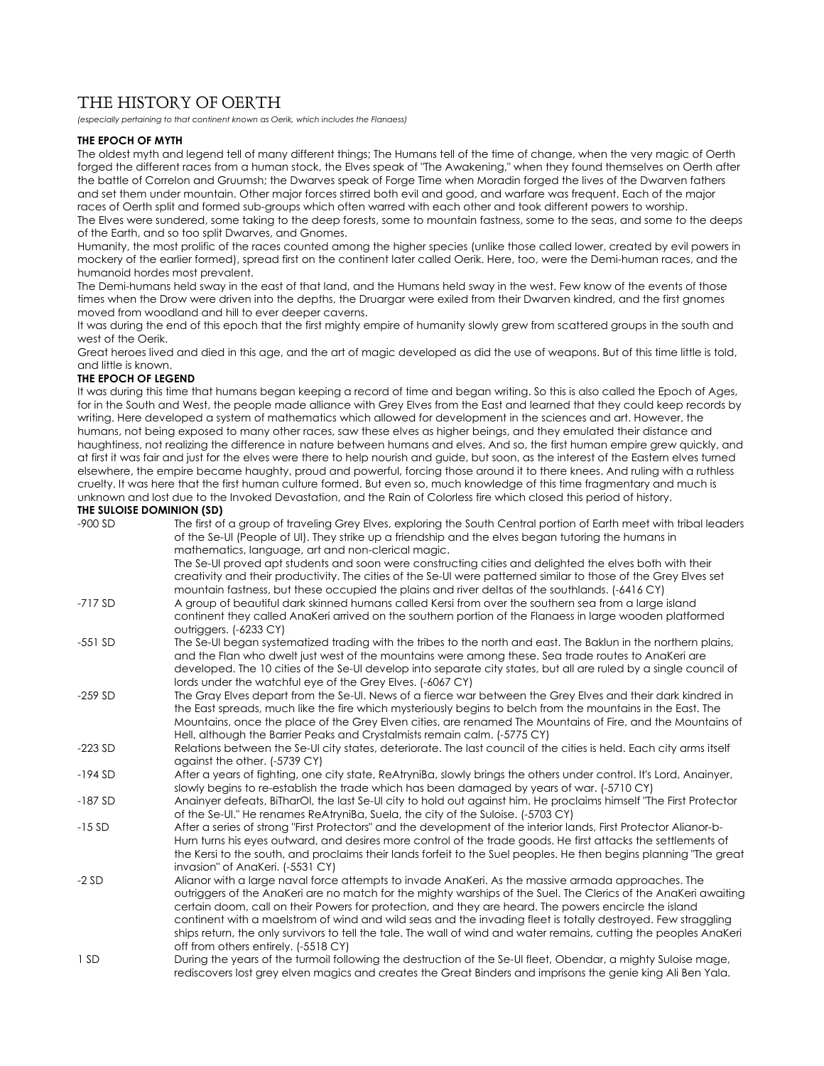# THE HISTORY OF OERTH

*(especially pertaining to that continent known as Oerik, which includes the Flanaess)*

### THE EPOCH OF MYTH

The oldest myth and legend tell of many different things; The Humans tell of the time of change, when the very magic of Oerth forged the different races from a human stock, the Elves speak of "The Awakening," when they found themselves on Oerth after the battle of Correlon and Gruumsh; the Dwarves speak of Forge Time when Moradin forged the lives of the Dwarven fathers and set them under mountain. Other major forces stirred both evil and good, and warfare was frequent. Each of the major races of Oerth split and formed sub-groups which often warred with each other and took different powers to worship.

The Elves were sundered, some taking to the deep forests, some to mountain fastness, some to the seas, and some to the deeps of the Earth, and so too split Dwarves, and Gnomes.

Humanity, the most prolific of the races counted among the higher species (unlike those called lower, created by evil powers in mockery of the earlier formed), spread first on the continent later called Oerik. Here, too, were the Demi-human races, and the humanoid hordes most prevalent.

The Demi-humans held sway in the east of that land, and the Humans held sway in the west. Few know of the events of those times when the Drow were driven into the depths, the Druargar were exiled from their Dwarven kindred, and the first gnomes moved from woodland and hill to ever deeper caverns.

It was during the end of this epoch that the first mighty empire of humanity slowly grew from scattered groups in the south and west of the Oerik.

Great heroes lived and died in this age, and the art of magic developed as did the use of weapons. But of this time little is told, and little is known.

### THE EPOCH OF LEGEND

It was during this time that humans began keeping a record of time and began writing. So this is also called the Epoch of Ages, for in the South and West, the people made alliance with Grey Elves from the East and learned that they could keep records by writing. Here developed a system of mathematics which allowed for development in the sciences and art. However, the humans, not being exposed to many other races, saw these elves as higher beings, and they emulated their distance and haughtiness, not realizing the difference in nature between humans and elves. And so, the first human empire grew quickly, and at first it was fair and just for the elves were there to help nourish and guide, but soon, as the interest of the Eastern elves turned elsewhere, the empire became haughty, proud and powerful, forcing those around it to there knees. And ruling with a ruthless cruelty. It was here that the first human culture formed. But even so, much knowledge of this time fragmentary and much is unknown and lost due to the Invoked Devastation, and the Rain of Colorless fire which closed this period of history.

### THE SULOISE DOMINION (SD)

| | |
|---|---|
| -900 SD | The first of a group of traveling Grey Elves, exploring the South Central portion of Earth meet with tribal leaders of the Se-Ul (People of Ul). They strike up a friendship and the elves began tutoring the humans in mathematics, language, art and non-clerical magic. The Se-Ul proved apt students and soon were constructing cities and delighted the elves both with their creativity and their productivity. The cities of the Se-Ul were patterned similar to those of the Grey Elves set mountain fastness, but these occupied the plains and river deltas of the southlands. (-6416 CY) |
| -717 SD | A group of beautiful dark skinned humans called Kersi from over the southern sea from a large island continent they called AnaKeri arrived on the southern portion of the Flanaess in large wooden platformed outriggers. (-6233 CY) |
| -551 SD | The Se-Ul began systematized trading with the tribes to the north and east. The Baklun in the northern plains, and the Flan who dwelt just west of the mountains were among these. Sea trade routes to AnaKeri are developed. The 10 cities of the Se-Ul develop into separate city states, but all are ruled by a single council of lords under the watchful eye of the Grey Elves. (-6067 CY) |
| -259 SD | The Gray Elves depart from the Se-Ul. News of a fierce war between the Grey Elves and their dark kindred in the East spreads, much like the fire which mysteriously begins to belch from the mountains in the East. The Mountains, once the place of the Grey Elven cities, are renamed The Mountains of Fire, and the Mountains of Hell, although the Barrier Peaks and Crystalmists remain calm. (-5775 CY) |
| -223 SD | Relations between the Se-Ul city states, deteriorate. The last council of the cities is held. Each city arms itself against the other. (-5739 CY) |
| -194 SD | After a years of fighting, one city state, ReAtryniBa, slowly brings the others under control. It's Lord, Anainyer, slowly begins to re-establish the trade which has been damaged by years of war. (-5710 CY) |
| -187 SD | Anainyer defeats, BiTharOl, the last Se-Ul city to hold out against him. He proclaims himself "The First Protector of the Se-Ul." He renames ReAtryniBa, Suela, the city of the Suloise. (-5703 CY) |
| -15 SD | After a series of strong "First Protectors" and the development of the interior lands, First Protector Alianor-b-Hurn turns his eyes outward, and desires more control of the trade goods. He first attacks the settlements of the Kersi to the south, and proclaims their lands forfeit to the Suel peoples. He then begins planning "The great invasion" of AnaKeri. (-5531 CY) |
| -2 SD | Alianor with a large naval force attempts to invade AnaKeri. As the massive armada approaches. The outriggers of the AnaKeri are no match for the mighty warships of the Suel. The Clerics of the AnaKeri awaiting certain doom, call on their Powers for protection, and they are heard. The powers encircle the island continent with a maelstrom of wind and wild seas and the invading fleet is totally destroyed. Few straggling ships return, the only survivors to tell the tale. The wall of wind and water remains, cutting the peoples AnaKeri off from others entirely. (-5518 CY) |
| 1 SD | During the years of the turmoil following the destruction of the Se-Ul fleet, Obendar, a mighty Suloise mage, rediscovers lost grey elven magics and creates the Great Binders and imprisons the genie king Ali Ben Yala. |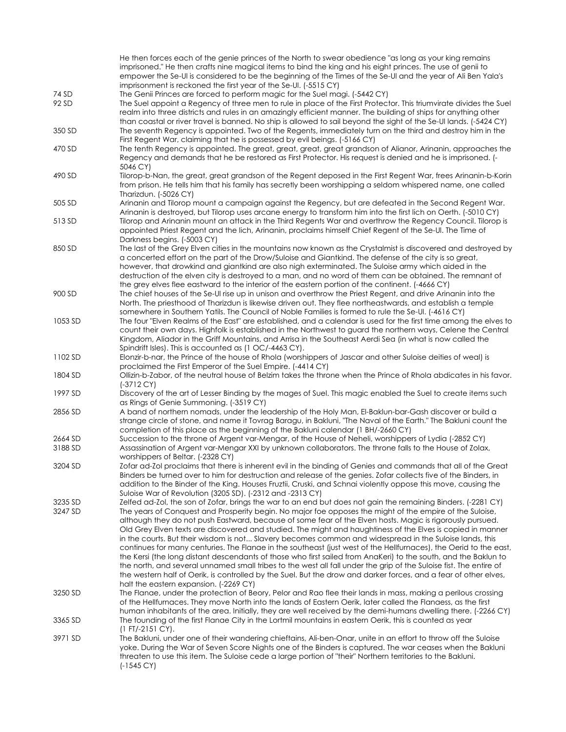|  | He then forces each of the genie princes of the North to swear obedience "as long as your king remains imprisoned." He then crafts nine magical items to bind the king and his eight princes. The use of genii to empower the Se-Ul is considered to be the beginning of the Times of the Se-Ul and the year of Ali Ben Yala's imprisonment is reckoned the first year of the Se-Ul. (-5515 CY) |
|---|---|
| 74 SD | The Genii Princes are forced to perform magic for the Suel magi. (-5442 CY) |
| 92 SD | The Suel appoint a Regency of three men to rule in place of the First Protector. This triumvirate divides the Suel realm into three districts and rules in an amazingly efficient manner. The building of ships for anything other than coastal or river travel is banned. No ship is allowed to sail beyond the sight of the Se-Ul lands. (-5424 CY) |
| 350 SD | The seventh Regency is appointed. Two of the Regents, immediately turn on the third and destroy him in the First Regent War, claiming that he is possessed by evil beings. (-5166 CY) |
| 470 SD | The tenth Regency is appointed. The great, great, great, great grandson of Alianor, Arinanin, approaches the Regency and demands that he be restored as First Protector. His request is denied and he is imprisoned. (-5046 CY) |
| 490 SD | Tilorop-b-Nan, the great, great grandson of the Regent deposed in the First Regent War, frees Arinanin-b-Korin from prison. He tells him that his family has secretly been worshipping a seldom whispered name, one called Tharizdun. (-5026 CY) |
| 505 SD | Arinanin and Tilorop mount a campaign against the Regency, but are defeated in the Second Regent War. Arinanin is destroyed, but Tilorop uses arcane energy to transform him into the first lich on Oerth. (-5010 CY) |
| 513 SD | Tilorop and Arinanin mount an attack in the Third Regents War and overthrow the Regency Council. Tilorop is appointed Priest Regent and the lich, Arinanin, proclaims himself Chief Regent of the Se-Ul. The Time of Darkness begins. (-5003 CY) |
| 850 SD | The last of the Grey Elven cities in the mountains now known as the Crystalmist is discovered and destroyed by a concerted effort on the part of the Drow/Suloise and Giantkind. The defense of the city is so great, however, that drowkind and giantkind are also nigh exterminated. The Suloise army which aided in the destruction of the elven city is destroyed to a man, and no word of them can be obtained. The remnant of the grey elves flee eastward to the interior of the eastern portion of the continent. (-4666 CY) |
| 900 SD | The chief houses of the Se-Ul rise up in unison and overthrow the Priest Regent, and drive Arinanin into the North. The priesthood of Tharizdun is likewise driven out. They flee northeastwards, and establish a temple somewhere in Southern Yatils. The Council of Noble Families is formed to rule the Se-Ul. (-4616 CY) |
| 1053 SD | The four "Elven Realms of the East" are established, and a calendar is used for the first time among the elves to count their own days. Highfolk is established in the Northwest to guard the northern ways, Celene the Central Kingdom, Aliador in the Griff Mountains, and Arrisa in the Southeast Aerdi Sea (in what is now called the Spindrift Isles). This is accounted as (1 OC/-4463 CY). |
| 1102 SD | Elonzir-b-nar, the Prince of the house of Rhola (worshippers of Jascar and other Suloise deities of weal) is proclaimed the First Emperor of the Suel Empire. (-4414 CY) |
| 1804 SD | Ollizin-b-Zabor, of the neutral house of Belzim takes the throne when the Prince of Rhola abdicates in his favor. (-3712 CY) |
| 1997 SD | Discovery of the art of Lesser Binding by the mages of Suel. This magic enabled the Suel to create items such as Rings of Genie Summoning. (-3519 CY) |
| 2856 SD | A band of northern nomads, under the leadership of the Holy Man, El-Baklun-bar-Gash discover or build a strange circle of stone, and name it Tovrag Baragu, in Bakluni, "The Naval of the Earth." The Bakluni count the completion of this place as the beginning of the Bakluni calendar (1 BH/-2660 CY) |
| 2664 SD | Succession to the throne of Argent var-Mengar, of the House of Neheli, worshippers of Lydia (-2852 CY) |
| 3188 SD | Assassination of Argent var-Mengar XXI by unknown collaborators. The throne falls to the House of Zolax, worshippers of Beltar. (-2328 CY) |
| 3204 SD | Zofar ad-Zol proclaims that there is inherent evil in the binding of Genies and commands that all of the Great Binders be turned over to him for destruction and release of the genies. Zofar collects five of the Binders, in addition to the Binder of the King. Houses Fruztii, Cruski, and Schnai violently oppose this move, causing the Suloise War of Revolution (3205 SD). (-2312 and -2313 CY) |
| 3235 SD | Zelfed ad-Zol, the son of Zofar, brings the war to an end but does not gain the remaining Binders. (-2281 CY) |
| 3247 SD | The years of Conquest and Prosperity begin. No major foe opposes the might of the empire of the Suloise, although they do not push Eastward, because of some fear of the Elven hosts. Magic is rigorously pursued. Old Grey Elven texts are discovered and studied. The might and haughtiness of the Elves is copied in manner in the courts. But their wisdom is not... Slavery becomes common and widespread in the Suloise lands, this continues for many centuries. The Flanae in the southeast (just west of the Hellfurnaces), the Oerid to the east, the Kersi (the long distant descendants of those who first sailed from AnaKeri) to the south, and the Baklun to the north, and several unnamed small tribes to the west all fall under the grip of the Suloise fist. The entire of the western half of Oerik, is controlled by the Suel. But the drow and darker forces, and a fear of other elves, halt the eastern expansion. (-2269 CY) |
| 3250 SD | The Flanae, under the protection of Beory, Pelor and Rao flee their lands in mass, making a perilous crossing of the Hellfurnaces. They move North into the lands of Eastern Oerik, later called the Flanaess, as the first human inhabitants of the area. Initially, they are well received by the demi-humans dwelling there. (-2266 CY) |
| 3365 SD | The founding of the first Flanae City in the Lortmil mountains in eastern Oerik, this is counted as year (1 FT/-2151 CY). |
| 3971 SD | The Bakluni, under one of their wandering chieftains, Ali-ben-Onar, unite in an effort to throw off the Suloise yoke. During the War of Seven Score Nights one of the Binders is captured. The war ceases when the Bakluni threaten to use this item. The Suloise cede a large portion of "their" Northern territories to the Bakluni. (-1545 CY) |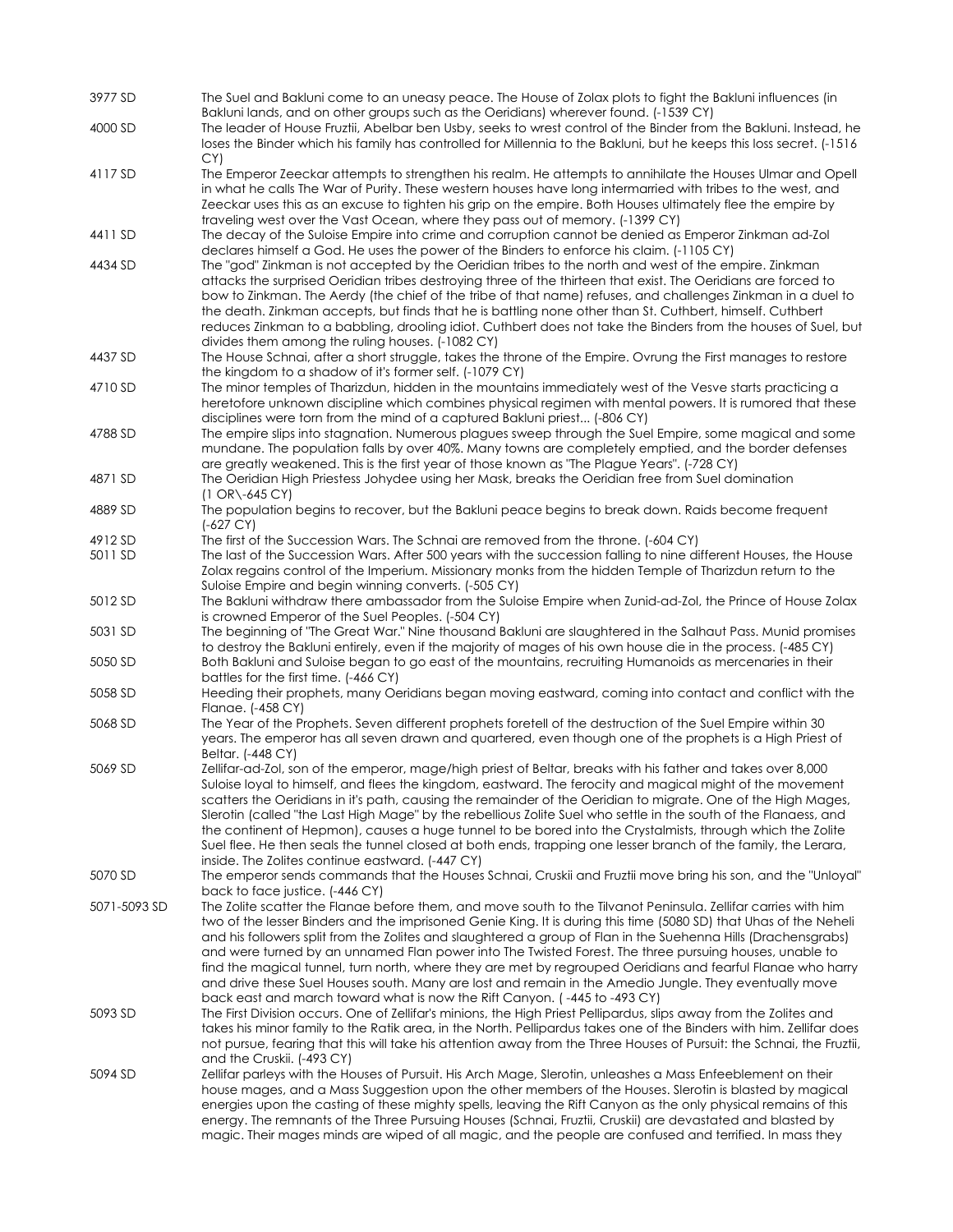| | |
|---|---|
| 3977 SD | The Suel and Bakluni come to an uneasy peace. The House of Zolax plots to fight the Bakluni influences (in Bakluni lands, and on other groups such as the Oeridians) wherever found. (-1539 CY) |
| 4000 SD | The leader of House Fruztii, Abelbar ben Usby, seeks to wrest control of the Binder from the Bakluni. Instead, he loses the Binder which his family has controlled for Millennia to the Bakluni, but he keeps this loss secret. (-1516 CY) |
| 4117 SD | The Emperor Zeeckar attempts to strengthen his realm. He attempts to annihilate the Houses Ulmar and Opell in what he calls The War of Purity. These western houses have long intermarried with tribes to the west, and Zeeckar uses this as an excuse to tighten his grip on the empire. Both Houses ultimately flee the empire by traveling west over the Vast Ocean, where they pass out of memory. (-1399 CY) |
| 4411 SD | The decay of the Suloise Empire into crime and corruption cannot be denied as Emperor Zinkman ad-Zol declares himself a God. He uses the power of the Binders to enforce his claim. (-1105 CY) |
| 4434 SD | The "god" Zinkman is not accepted by the Oeridian tribes to the north and west of the empire. Zinkman attacks the surprised Oeridian tribes destroying three of the thirteen that exist. The Oeridians are forced to bow to Zinkman. The Aerdy (the chief of the tribe of that name) refuses, and challenges Zinkman in a duel to the death. Zinkman accepts, but finds that he is battling none other than St. Cuthbert, himself. Cuthbert reduces Zinkman to a babbling, drooling idiot. Cuthbert does not take the Binders from the houses of Suel, but divides them among the ruling houses. (-1082 CY) |
| 4437 SD | The House Schnai, after a short struggle, takes the throne of the Empire. Ovrung the First manages to restore the kingdom to a shadow of it's former self. (-1079 CY) |
| 4710 SD | The minor temples of Tharizdun, hidden in the mountains immediately west of the Vesve starts practicing a heretofore unknown discipline which combines physical regimen with mental powers. It is rumored that these disciplines were torn from the mind of a captured Bakluni priest... (-806 CY) |
| 4788 SD | The empire slips into stagnation. Numerous plagues sweep through the Suel Empire, some magical and some mundane. The population falls by over 40%. Many towns are completely emptied, and the border defenses are greatly weakened. This is the first year of those known as "The Plague Years". (-728 CY) |
| 4871 SD | The Oeridian High Priestess Johydee using her Mask, breaks the Oeridian free from Suel domination (1 OR\-645 CY) |
| 4889 SD | The population begins to recover, but the Bakluni peace begins to break down. Raids become frequent (-627 CY) |
| 4912 SD | The first of the Succession Wars. The Schnai are removed from the throne. (-604 CY) |
| 5011 SD | The last of the Succession Wars. After 500 years with the succession falling to nine different Houses, the House Zolax regains control of the Imperium. Missionary monks from the hidden Temple of Tharizdun return to the Suloise Empire and begin winning converts. (-505 CY) |
| 5012 SD | The Bakluni withdraw there ambassador from the Suloise Empire when Zunid-ad-Zol, the Prince of House Zolax is crowned Emperor of the Suel Peoples. (-504 CY) |
| 5031 SD | The beginning of "The Great War." Nine thousand Bakluni are slaughtered in the Salhaut Pass. Munid promises to destroy the Bakluni entirely, even if the majority of mages of his own house die in the process. (-485 CY) |
| 5050 SD | Both Bakluni and Suloise began to go east of the mountains, recruiting Humanoids as mercenaries in their battles for the first time. (-466 CY) |
| 5058 SD | Heeding their prophets, many Oeridians began moving eastward, coming into contact and conflict with the Flanae. (-458 CY) |
| 5068 SD | The Year of the Prophets. Seven different prophets foretell of the destruction of the Suel Empire within 30 years. The emperor has all seven drawn and quartered, even though one of the prophets is a High Priest of Beltar. (-448 CY) |
| 5069 SD | Zellifar-ad-Zol, son of the emperor, mage/high priest of Beltar, breaks with his father and takes over 8,000 Suloise loyal to himself, and flees the kingdom, eastward. The ferocity and magical might of the movement scatters the Oeridians in it's path, causing the remainder of the Oeridian to migrate. One of the High Mages, Slerotin (called "the Last High Mage" by the rebellious Zolite Suel who settle in the south of the Flanaess, and the continent of Hepmon), causes a huge tunnel to be bored into the Crystalmists, through which the Zolite Suel flee. He then seals the tunnel closed at both ends, trapping one lesser branch of the family, the Lerara, inside. The Zolites continue eastward. (-447 CY) |
| 5070 SD | The emperor sends commands that the Houses Schnai, Cruskii and Fruztii move bring his son, and the "Unloyal" back to face justice. (-446 CY) |
| 5071-5093 SD | The Zolite scatter the Flanae before them, and move south to the Tilvanot Peninsula. Zellifar carries with him two of the lesser Binders and the imprisoned Genie King. It is during this time (5080 SD) that Uhas of the Neheli and his followers split from the Zolites and slaughtered a group of Flan in the Suehenna Hills (Drachensgrabs) and were turned by an unnamed Flan power into The Twisted Forest. The three pursuing houses, unable to find the magical tunnel, turn north, where they are met by regrouped Oeridians and fearful Flanae who harry and drive these Suel Houses south. Many are lost and remain in the Amedio Jungle. They eventually move back east and march toward what is now the Rift Canyon. ( -445 to -493 CY) |
| 5093 SD | The First Division occurs. One of Zellifar's minions, the High Priest Pellipardus, slips away from the Zolites and takes his minor family to the Ratik area, in the North. Pellipardus takes one of the Binders with him. Zellifar does not pursue, fearing that this will take his attention away from the Three Houses of Pursuit: the Schnai, the Fruztii, and the Cruskii. (-493 CY) |
| 5094 SD | Zellifar parleys with the Houses of Pursuit. His Arch Mage, Slerotin, unleashes a Mass Enfeeblement on their house mages, and a Mass Suggestion upon the other members of the Houses. Slerotin is blasted by magical energies upon the casting of these mighty spells, leaving the Rift Canyon as the only physical remains of this energy. The remnants of the Three Pursuing Houses (Schnai, Fruztii, Cruskii) are devastated and blasted by magic. Their mages minds are wiped of all magic, and the people are confused and terrified. In mass they |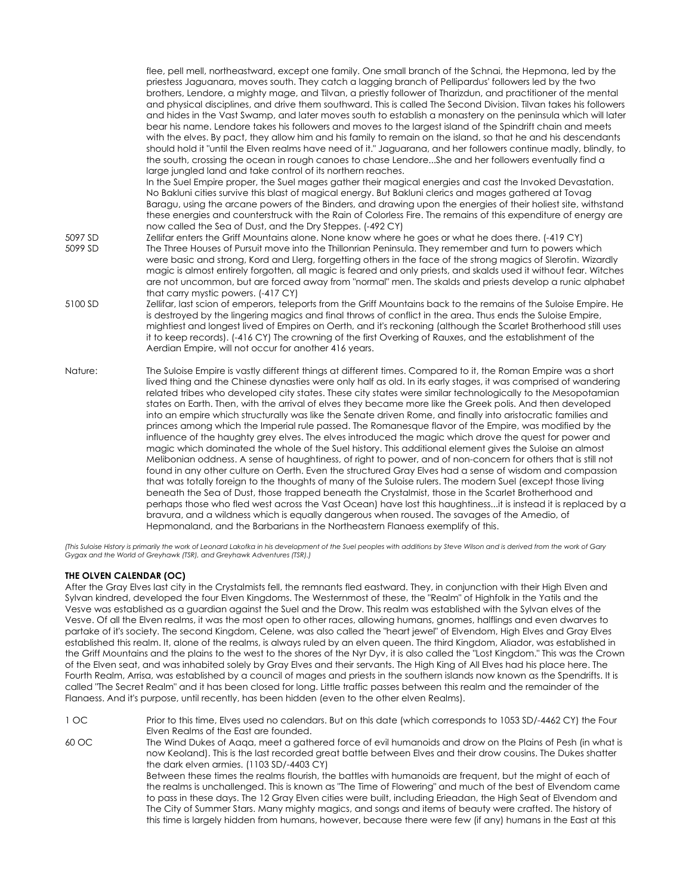flee, pell mell, northeastward, except one family. One small branch of the Schnai, the Hepmona, led by the priestess Jaguanara, moves south. They catch a lagging branch of Pellipardus' followers led by the two brothers, Lendore, a mighty mage, and Tilvan, a priestly follower of Tharizdun, and practitioner of the mental and physical disciplines, and drive them southward. This is called The Second Division. Tilvan takes his followers and hides in the Vast Swamp, and later moves south to establish a monastery on the peninsula which will later bear his name. Lendore takes his followers and moves to the largest island of the Spindrift chain and meets with the elves. By pact, they allow him and his family to remain on the island, so that he and his descendants should hold it "until the Elven realms have need of it." Jaguarana, and her followers continue madly, blindly, to the south, crossing the ocean in rough canoes to chase Lendore...She and her followers eventually find a large jungled land and take control of its northern reaches.

In the Suel Empire proper, the Suel mages gather their magical energies and cast the Invoked Devastation. No Bakluni cities survive this blast of magical energy. But Bakluni clerics and mages gathered at Tovag Baragu, using the arcane powers of the Binders, and drawing upon the energies of their holiest site, withstand these energies and counterstruck with the Rain of Colorless Fire. The remains of this expenditure of energy are now called the Sea of Dust, and the Dry Steppes. (-492 CY)

5097 SD — Zellifar enters the Griff Mountains alone. None know where he goes or what he does there. (-419 CY)

5099 SD — The Three Houses of Pursuit move into the Thillonrian Peninsula. They remember and turn to powers which were basic and strong, Kord and Llerg, forgetting others in the face of the strong magics of Slerotin. Wizardly magic is almost entirely forgotten, all magic is feared and only priests, and skalds used it without fear. Witches are not uncommon, but are forced away from "normal" men. The skalds and priests develop a runic alphabet that carry mystic powers. (-417 CY)

5100 SD — Zellifar, last scion of emperors, teleports from the Griff Mountains back to the remains of the Suloise Empire. He is destroyed by the lingering magics and final throws of conflict in the area. Thus ends the Suloise Empire, mightiest and longest lived of Empires on Oerth, and it's reckoning (although the Scarlet Brotherhood still uses it to keep records). (-416 CY) The crowning of the first Overking of Rauxes, and the establishment of the Aerdian Empire, will not occur for another 416 years.

Nature: The Suloise Empire is vastly different things at different times. Compared to it, the Roman Empire was a short lived thing and the Chinese dynasties were only half as old. In its early stages, it was comprised of wandering related tribes who developed city states. These city states were similar technologically to the Mesopotamian states on Earth. Then, with the arrival of elves they became more like the Greek polis. And then developed into an empire which structurally was like the Senate driven Rome, and finally into aristocratic families and princes among which the Imperial rule passed. The Romanesque flavor of the Empire, was modified by the influence of the haughty grey elves. The elves introduced the magic which drove the quest for power and magic which dominated the whole of the Suel history. This additional element gives the Suloise an almost Melibonian oddness. A sense of haughtiness, of right to power, and of non-concern for others that is still not found in any other culture on Oerth. Even the structured Gray Elves had a sense of wisdom and compassion that was totally foreign to the thoughts of many of the Suloise rulers. The modern Suel (except those living beneath the Sea of Dust, those trapped beneath the Crystalmist, those in the Scarlet Brotherhood and perhaps those who fled west across the Vast Ocean) have lost this haughtiness...it is instead it is replaced by a bravura, and a wildness which is equally dangerous when roused. The savages of the Amedio, of Hepmonaland, and the Barbarians in the Northeastern Flanaess exemplify of this.

*(This Suloise History is primarily the work of Leonard Lakofka in his development of the Suel peoples with additions by Steve Wilson and is derived from the work of Gary Gygax and the World of Greyhawk (TSR), and Greyhawk Adventures (TSR).)*

**THE OLVEN CALENDAR (OC)**

After the Gray Elves last city in the Crystalmists fell, the remnants fled eastward. They, in conjunction with their High Elven and Sylvan kindred, developed the four Elven Kingdoms. The Westernmost of these, the "Realm" of Highfolk in the Yatils and the Vesve was established as a guardian against the Suel and the Drow. This realm was established with the Sylvan elves of the Vesve. Of all the Elven realms, it was the most open to other races, allowing humans, gnomes, halflings and even dwarves to partake of it's society. The second Kingdom, Celene, was also called the "heart jewel" of Elvendom, High Elves and Gray Elves established this realm. It, alone of the realms, is always ruled by an elven queen. The third Kingdom, Aliador, was established in the Griff Mountains and the plains to the west to the shores of the Nyr Dyv, it is also called the "Lost Kingdom." This was the Crown of the Elven seat, and was inhabited solely by Gray Elves and their servants. The High King of All Elves had his place here. The Fourth Realm, Arrisa, was established by a council of mages and priests in the southern islands now known as the Spendrifts. It is called "The Secret Realm" and it has been closed for long. Little traffic passes between this realm and the remainder of the Flanaess. And it's purpose, until recently, has been hidden (even to the other elven Realms).

1 OC — Prior to this time, Elves used no calendars. But on this date (which corresponds to 1053 SD/-4462 CY) the Four Elven Realms of the East are founded.

60 OC — The Wind Dukes of Aaqa, meet a gathered force of evil humanoids and drow on the Plains of Pesh (in what is now Keoland). This is the last recorded great battle between Elves and their drow cousins. The Dukes shatter the dark elven armies. (1103 SD/-4403 CY)

Between these times the realms flourish, the battles with humanoids are frequent, but the might of each of the realms is unchallenged. This is known as "The Time of Flowering" and much of the best of Elvendom came to pass in these days. The 12 Gray Elven cities were built, including Erieadan, the High Seat of Elvendom and The City of Summer Stars. Many mighty magics, and songs and items of beauty were crafted. The history of this time is largely hidden from humans, however, because there were few (if any) humans in the East at this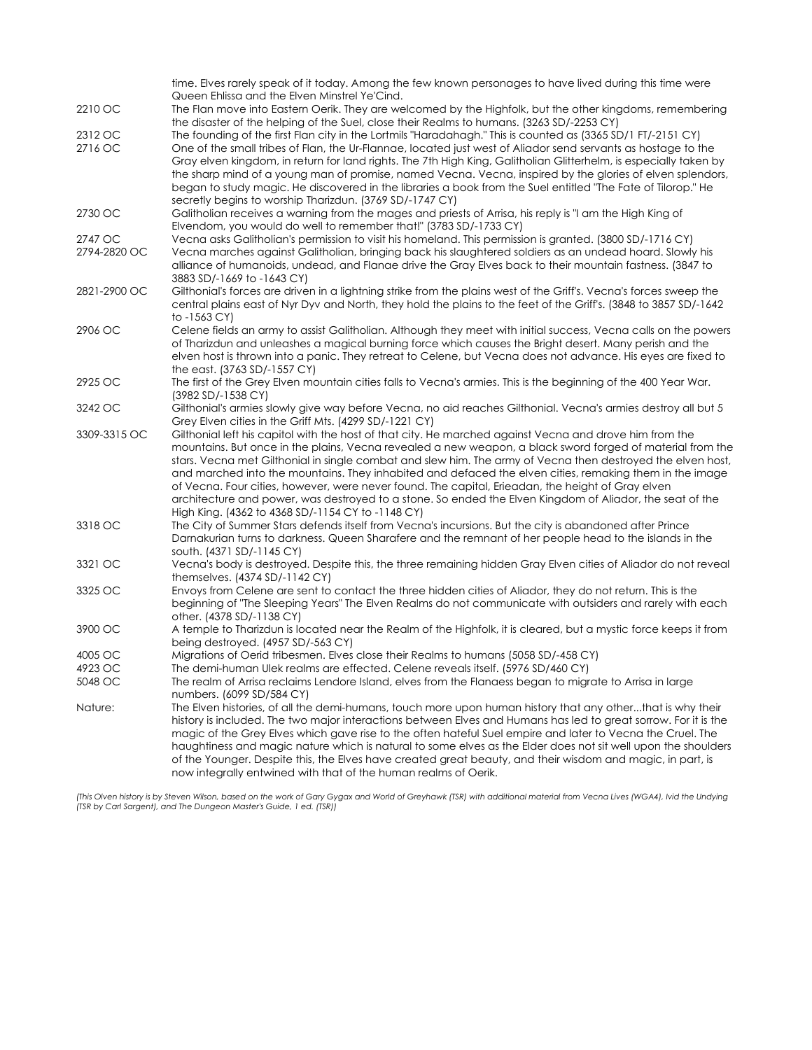| | |
|---|---|
| | time. Elves rarely speak of it today. Among the few known personages to have lived during this time were Queen Ehlissa and the Elven Minstrel Ye'Cind. |
| 2210 OC | The Flan move into Eastern Oerik. They are welcomed by the Highfolk, but the other kingdoms, remembering the disaster of the helping of the Suel, close their Realms to humans. (3263 SD/-2253 CY) |
| 2312 OC | The founding of the first Flan city in the Lortmils "Haradahagh." This is counted as (3365 SD/1 FT/-2151 CY) |
| 2716 OC | One of the small tribes of Flan, the Ur-Flannae, located just west of Aliador send servants as hostage to the Gray elven kingdom, in return for land rights. The 7th High King, Galitholian Glitterhelm, is especially taken by the sharp mind of a young man of promise, named Vecna. Vecna, inspired by the glories of elven splendors, began to study magic. He discovered in the libraries a book from the Suel entitled "The Fate of Tilorop." He secretly begins to worship Tharizdun. (3769 SD/-1747 CY) |
| 2730 OC | Galitholian receives a warning from the mages and priests of Arrisa, his reply is "I am the High King of Elvendom, you would do well to remember that!" (3783 SD/-1733 CY) |
| 2747 OC | Vecna asks Galitholian's permission to visit his homeland. This permission is granted. (3800 SD/-1716 CY) |
| 2794-2820 OC | Vecna marches against Galitholian, bringing back his slaughtered soldiers as an undead hoard. Slowly his alliance of humanoids, undead, and Flanae drive the Gray Elves back to their mountain fastness. (3847 to 3883 SD/-1669 to -1643 CY) |
| 2821-2900 OC | Gilthonial's forces are driven in a lightning strike from the plains west of the Griff's. Vecna's forces sweep the central plains east of Nyr Dyv and North, they hold the plains to the feet of the Griff's. (3848 to 3857 SD/-1642 to -1563 CY) |
| 2906 OC | Celene fields an army to assist Galitholian. Although they meet with initial success, Vecna calls on the powers of Tharizdun and unleashes a magical burning force which causes the Bright desert. Many perish and the elven host is thrown into a panic. They retreat to Celene, but Vecna does not advance. His eyes are fixed to the east. (3763 SD/-1557 CY) |
| 2925 OC | The first of the Grey Elven mountain cities falls to Vecna's armies. This is the beginning of the 400 Year War. (3982 SD/-1538 CY) |
| 3242 OC | Gilthonial's armies slowly give way before Vecna, no aid reaches Gilthonial. Vecna's armies destroy all but 5 Grey Elven cities in the Griff Mts. (4299 SD/-1221 CY) |
| 3309-3315 OC | Gilthonial left his capitol with the host of that city. He marched against Vecna and drove him from the mountains. But once in the plains, Vecna revealed a new weapon, a black sword forged of material from the stars. Vecna met Gilthonial in single combat and slew him. The army of Vecna then destroyed the elven host, and marched into the mountains. They inhabited and defaced the elven cities, remaking them in the image of Vecna. Four cities, however, were never found. The capital, Erieadan, the height of Gray elven architecture and power, was destroyed to a stone. So ended the Elven Kingdom of Aliador, the seat of the High King. (4362 to 4368 SD/-1154 CY to -1148 CY) |
| 3318 OC | The City of Summer Stars defends itself from Vecna's incursions. But the city is abandoned after Prince Darnakurian turns to darkness. Queen Sharafere and the remnant of her people head to the islands in the south. (4371 SD/-1145 CY) |
| 3321 OC | Vecna's body is destroyed. Despite this, the three remaining hidden Gray Elven cities of Aliador do not reveal themselves. (4374 SD/-1142 CY) |
| 3325 OC | Envoys from Celene are sent to contact the three hidden cities of Aliador, they do not return. This is the beginning of "The Sleeping Years" The Elven Realms do not communicate with outsiders and rarely with each other. (4378 SD/-1138 CY) |
| 3900 OC | A temple to Tharizdun is located near the Realm of the Highfolk, it is cleared, but a mystic force keeps it from being destroyed. (4957 SD/-563 CY) |
| 4005 OC | Migrations of Oerid tribesmen. Elves close their Realms to humans (5058 SD/-458 CY) |
| 4923 OC | The demi-human Ulek realms are effected. Celene reveals itself. (5976 SD/460 CY) |
| 5048 OC | The realm of Arrisa reclaims Lendore Island, elves from the Flanaess began to migrate to Arrisa in large numbers. (6099 SD/584 CY) |
| Nature: | The Elven histories, of all the demi-humans, touch more upon human history that any other...that is why their history is included. The two major interactions between Elves and Humans has led to great sorrow. For it is the magic of the Grey Elves which gave rise to the often hateful Suel empire and later to Vecna the Cruel. The haughtiness and magic nature which is natural to some elves as the Elder does not sit well upon the shoulders of the Younger. Despite this, the Elves have created great beauty, and their wisdom and magic, in part, is now integrally entwined with that of the human realms of Oerik. |

*(This Olven history is by Steven Wilson, based on the work of Gary Gygax and World of Greyhawk (TSR) with additional material from Vecna Lives (WGA4), Ivid the Undying (TSR by Carl Sargent), and The Dungeon Master's Guide, 1 ed. (TSR))*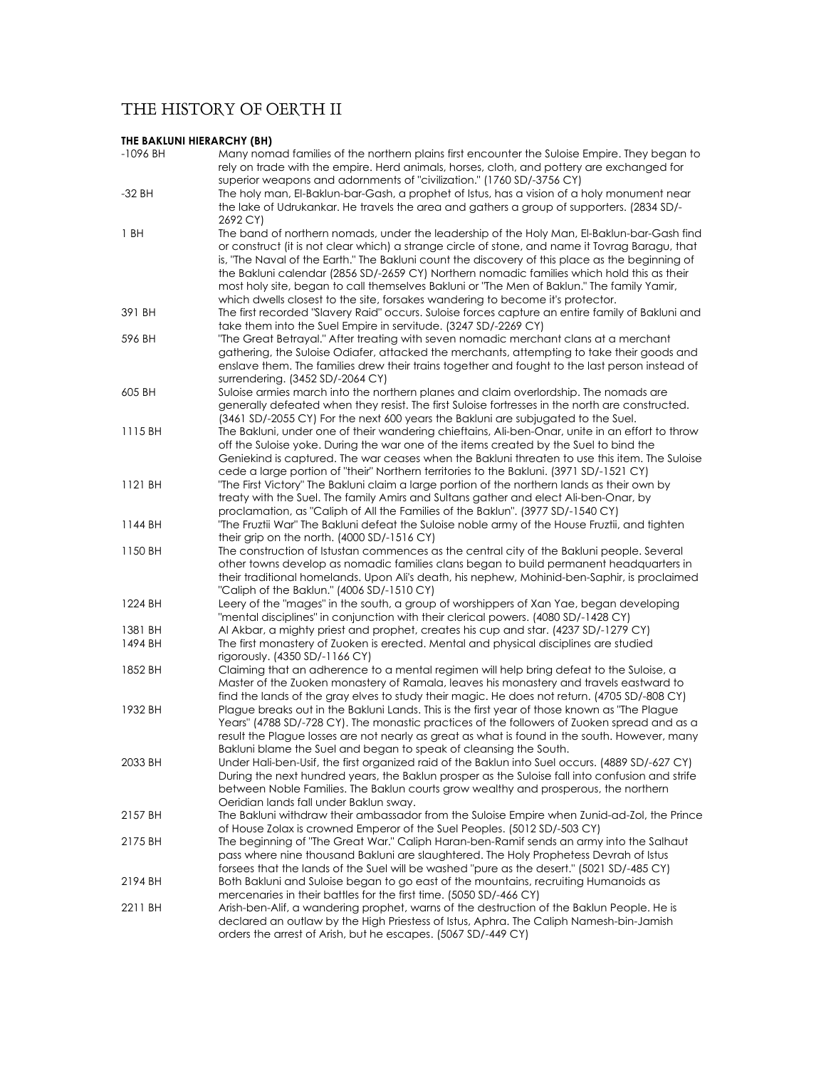# THE HISTORY OF OERTH II

**THE BAKLUNI HIERARCHY (BH)**

| | |
|---|---|
| -1096 BH | Many nomad families of the northern plains first encounter the Suloise Empire. They began to rely on trade with the empire. Herd animals, horses, cloth, and pottery are exchanged for superior weapons and adornments of "civilization." (1760 SD/-3756 CY) |
| -32 BH | The holy man, El-Baklun-bar-Gash, a prophet of Istus, has a vision of a holy monument near the lake of Udrukankar. He travels the area and gathers a group of supporters. (2834 SD/-2692 CY) |
| 1 BH | The band of northern nomads, under the leadership of the Holy Man, El-Baklun-bar-Gash find or construct (it is not clear which) a strange circle of stone, and name it Tovrag Baragu, that is, "The Naval of the Earth." The Bakluni count the discovery of this place as the beginning of the Bakluni calendar (2856 SD/-2659 CY) Northern nomadic families which hold this as their most holy site, began to call themselves Bakluni or "The Men of Baklun." The family Yamir, which dwells closest to the site, forsakes wandering to become it's protector. |
| 391 BH | The first recorded "Slavery Raid" occurs. Suloise forces capture an entire family of Bakluni and take them into the Suel Empire in servitude. (3247 SD/-2269 CY) |
| 596 BH | "The Great Betrayal." After treating with seven nomadic merchant clans at a merchant gathering, the Suloise Odiafer, attacked the merchants, attempting to take their goods and enslave them. The families drew their trains together and fought to the last person instead of surrendering. (3452 SD/-2064 CY) |
| 605 BH | Suloise armies march into the northern planes and claim overlordship. The nomads are generally defeated when they resist. The first Suloise fortresses in the north are constructed. (3461 SD/-2055 CY) For the next 600 years the Bakluni are subjugated to the Suel. |
| 1115 BH | The Bakluni, under one of their wandering chieftains, Ali-ben-Onar, unite in an effort to throw off the Suloise yoke. During the war one of the items created by the Suel to bind the Geniekind is captured. The war ceases when the Bakluni threaten to use this item. The Suloise cede a large portion of "their" Northern territories to the Bakluni. (3971 SD/-1521 CY) |
| 1121 BH | "The First Victory" The Bakluni claim a large portion of the northern lands as their own by treaty with the Suel. The family Amirs and Sultans gather and elect Ali-ben-Onar, by proclamation, as "Caliph of All the Families of the Baklun". (3977 SD/-1540 CY) |
| 1144 BH | "The Fruztii War" The Bakluni defeat the Suloise noble army of the House Fruztii, and tighten their grip on the north. (4000 SD/-1516 CY) |
| 1150 BH | The construction of Istustan commences as the central city of the Bakluni people. Several other towns develop as nomadic families clans began to build permanent headquarters in their traditional homelands. Upon Ali's death, his nephew, Mohinid-ben-Saphir, is proclaimed "Caliph of the Baklun." (4006 SD/-1510 CY) |
| 1224 BH | Leery of the "mages" in the south, a group of worshippers of Xan Yae, began developing "mental disciplines" in conjunction with their clerical powers. (4080 SD/-1428 CY) |
| 1381 BH | Al Akbar, a mighty priest and prophet, creates his cup and star. (4237 SD/-1279 CY) |
| 1494 BH | The first monastery of Zuoken is erected. Mental and physical disciplines are studied rigorously. (4350 SD/-1166 CY) |
| 1852 BH | Claiming that an adherence to a mental regimen will help bring defeat to the Suloise, a Master of the Zuoken monastery of Ramala, leaves his monastery and travels eastward to find the lands of the gray elves to study their magic. He does not return. (4705 SD/-808 CY) |
| 1932 BH | Plague breaks out in the Bakluni Lands. This is the first year of those known as "The Plague Years" (4788 SD/-728 CY). The monastic practices of the followers of Zuoken spread and as a result the Plague losses are not nearly as great as what is found in the south. However, many Bakluni blame the Suel and began to speak of cleansing the South. |
| 2033 BH | Under Hali-ben-Usif, the first organized raid of the Baklun into Suel occurs. (4889 SD/-627 CY) During the next hundred years, the Baklun prosper as the Suloise fall into confusion and strife between Noble Families. The Baklun courts grow wealthy and prosperous, the northern Oeridian lands fall under Baklun sway. |
| 2157 BH | The Bakluni withdraw their ambassador from the Suloise Empire when Zunid-ad-Zol, the Prince of House Zolax is crowned Emperor of the Suel Peoples. (5012 SD/-503 CY) |
| 2175 BH | The beginning of "The Great War." Caliph Haran-ben-Ramif sends an army into the Salhaut pass where nine thousand Bakluni are slaughtered. The Holy Prophetess Devrah of Istus forsees that the lands of the Suel will be washed "pure as the desert." (5021 SD/-485 CY) |
| 2194 BH | Both Bakluni and Suloise began to go east of the mountains, recruiting Humanoids as mercenaries in their battles for the first time. (5050 SD/-466 CY) |
| 2211 BH | Arish-ben-Alif, a wandering prophet, warns of the destruction of the Baklun People. He is declared an outlaw by the High Priestess of Istus, Aphra. The Caliph Namesh-bin-Jamish orders the arrest of Arish, but he escapes. (5067 SD/-449 CY) |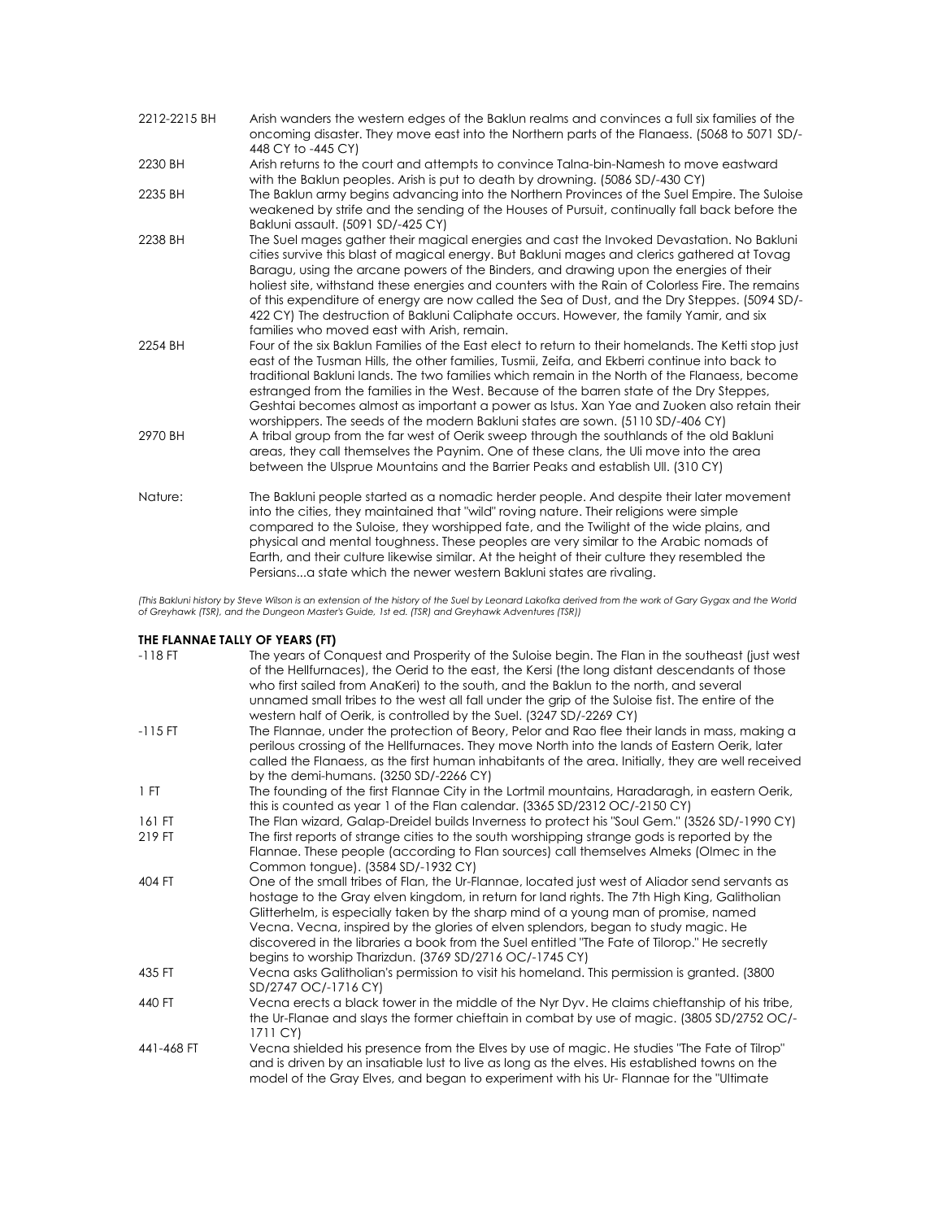| | |
|---|---|
| 2212-2215 BH | Arish wanders the western edges of the Baklun realms and convinces a full six families of the oncoming disaster. They move east into the Northern parts of the Flanaess. (5068 to 5071 SD/-448 CY to -445 CY) |
| 2230 BH | Arish returns to the court and attempts to convince Talna-bin-Namesh to move eastward with the Baklun peoples. Arish is put to death by drowning. (5086 SD/-430 CY) |
| 2235 BH | The Baklun army begins advancing into the Northern Provinces of the Suel Empire. The Suloise weakened by strife and the sending of the Houses of Pursuit, continually fall back before the Bakluni assault. (5091 SD/-425 CY) |
| 2238 BH | The Suel mages gather their magical energies and cast the Invoked Devastation. No Bakluni cities survive this blast of magical energy. But Bakluni mages and clerics gathered at Tovag Baragu, using the arcane powers of the Binders, and drawing upon the energies of their holiest site, withstand these energies and counters with the Rain of Colorless Fire. The remains of this expenditure of energy are now called the Sea of Dust, and the Dry Steppes. (5094 SD/-422 CY) The destruction of Bakluni Caliphate occurs. However, the family Yamir, and six families who moved east with Arish, remain. |
| 2254 BH | Four of the six Baklun Families of the East elect to return to their homelands. The Ketti stop just east of the Tusman Hills, the other families, Tusmii, Zeifa, and Ekberri continue into back to traditional Bakluni lands. The two families which remain in the North of the Flanaess, become estranged from the families in the West. Because of the barren state of the Dry Steppes, Geshtai becomes almost as important a power as Istus. Xan Yae and Zuoken also retain their worshippers. The seeds of the modern Bakluni states are sown. (5110 SD/-406 CY) |
| 2970 BH | A tribal group from the far west of Oerik sweep through the southlands of the old Bakluni areas, they call themselves the Paynim. One of these clans, the Uli move into the area between the Ulsprue Mountains and the Barrier Peaks and establish Ull. (310 CY) |
| Nature: | The Bakluni people started as a nomadic herder people. And despite their later movement into the cities, they maintained that "wild" roving nature. Their religions were simple compared to the Suloise, they worshipped fate, and the Twilight of the wide plains, and physical and mental toughness. These peoples are very similar to the Arabic nomads of Earth, and their culture likewise similar. At the height of their culture they resembled the Persians...a state which the newer western Bakluni states are rivaling. |

*(This Bakluni history by Steve Wilson is an extension of the history of the Suel by Leonard Lakofka derived from the work of Gary Gygax and the World of Greyhawk (TSR), and the Dungeon Master's Guide, 1st ed. (TSR) and Greyhawk Adventures (TSR))*

### THE FLANNAE TALLY OF YEARS (FT)

| | |
|---|---|
| -118 FT | The years of Conquest and Prosperity of the Suloise begin. The Flan in the southeast (just west of the Hellfurnaces), the Oerid to the east, the Kersi (the long distant descendants of those who first sailed from AnaKeri) to the south, and the Baklun to the north, and several unnamed small tribes to the west all fall under the grip of the Suloise fist. The entire of the western half of Oerik, is controlled by the Suel. (3247 SD/-2269 CY) |
| -115 FT | The Flannae, under the protection of Beory, Pelor and Rao flee their lands in mass, making a perilous crossing of the Hellfurnaces. They move North into the lands of Eastern Oerik, later called the Flanaess, as the first human inhabitants of the area. Initially, they are well received by the demi-humans. (3250 SD/-2266 CY) |
| 1 FT | The founding of the first Flannae City in the Lortmil mountains, Haradaragh, in eastern Oerik, this is counted as year 1 of the Flan calendar. (3365 SD/2312 OC/-2150 CY) |
| 161 FT | The Flan wizard, Galap-Dreidel builds Inverness to protect his "Soul Gem." (3526 SD/-1990 CY) |
| 219 FT | The first reports of strange cities to the south worshipping strange gods is reported by the Flannae. These people (according to Flan sources) call themselves Almeks (Olmec in the Common tongue). (3584 SD/-1932 CY) |
| 404 FT | One of the small tribes of Flan, the Ur-Flannae, located just west of Aliador send servants as hostage to the Gray elven kingdom, in return for land rights. The 7th High King, Galitholian Glitterhelm, is especially taken by the sharp mind of a young man of promise, named Vecna. Vecna, inspired by the glories of elven splendors, began to study magic. He discovered in the libraries a book from the Suel entitled "The Fate of Tilorop." He secretly begins to worship Tharizdun. (3769 SD/2716 OC/-1745 CY) |
| 435 FT | Vecna asks Galitholian's permission to visit his homeland. This permission is granted. (3800 SD/2747 OC/-1716 CY) |
| 440 FT | Vecna erects a black tower in the middle of the Nyr Dyv. He claims chieftanship of his tribe, the Ur-Flanae and slays the former chieftain in combat by use of magic. (3805 SD/2752 OC/-1711 CY) |
| 441-468 FT | Vecna shielded his presence from the Elves by use of magic. He studies "The Fate of Tilrop" and is driven by an insatiable lust to live as long as the elves. His established towns on the model of the Gray Elves, and began to experiment with his Ur- Flannae for the "Ultimate |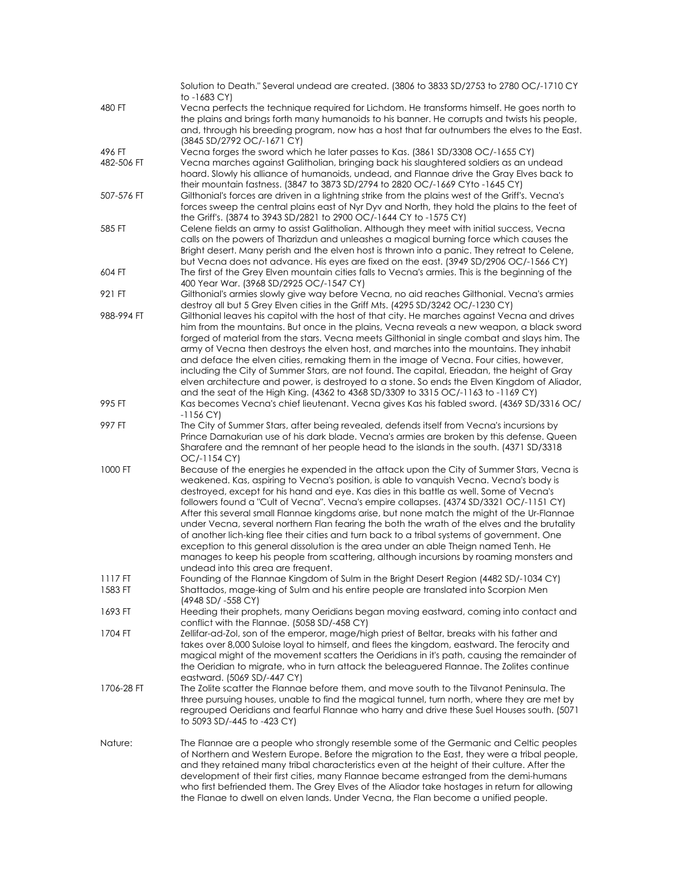Solution to Death." Several undead are created. (3806 to 3833 SD/2753 to 2780 OC/-1710 CY to -1683 CY)

| | |
|---|---|
| 480 FT | Vecna perfects the technique required for Lichdom. He transforms himself. He goes north to the plains and brings forth many humanoids to his banner. He corrupts and twists his people, and, through his breeding program, now has a host that far outnumbers the elves to the East. (3845 SD/2792 OC/-1671 CY) |
| 496 FT | Vecna forges the sword which he later passes to Kas. (3861 SD/3308 OC/-1655 CY) |
| 482-506 FT | Vecna marches against Galitholian, bringing back his slaughtered soldiers as an undead hoard. Slowly his alliance of humanoids, undead, and Flannae drive the Gray Elves back to their mountain fastness. (3847 to 3873 SD/2794 to 2820 OC/-1669 CYto -1645 CY) |
| 507-576 FT | Gilthonial's forces are driven in a lightning strike from the plains west of the Griff's. Vecna's forces sweep the central plains east of Nyr Dyv and North, they hold the plains to the feet of the Griff's. (3874 to 3943 SD/2821 to 2900 OC/-1644 CY to -1575 CY) |
| 585 FT | Celene fields an army to assist Galitholian. Although they meet with initial success, Vecna calls on the powers of Tharizdun and unleashes a magical burning force which causes the Bright desert. Many perish and the elven host is thrown into a panic. They retreat to Celene, but Vecna does not advance. His eyes are fixed on the east. (3949 SD/2906 OC/-1566 CY) |
| 604 FT | The first of the Grey Elven mountain cities falls to Vecna's armies. This is the beginning of the 400 Year War. (3968 SD/2925 OC/-1547 CY) |
| 921 FT | Gilthonial's armies slowly give way before Vecna, no aid reaches Gilthonial. Vecna's armies destroy all but 5 Grey Elven cities in the Griff Mts. (4295 SD/3242 OC/-1230 CY) |
| 988-994 FT | Gilthonial leaves his capitol with the host of that city. He marches against Vecna and drives him from the mountains. But once in the plains, Vecna reveals a new weapon, a black sword forged of material from the stars. Vecna meets Gilthonial in single combat and slays him. The army of Vecna then destroys the elven host, and marches into the mountains. They inhabit and deface the elven cities, remaking them in the image of Vecna. Four cities, however, including the City of Summer Stars, are not found. The capital, Erieadan, the height of Gray elven architecture and power, is destroyed to a stone. So ends the Elven Kingdom of Aliador, and the seat of the High King. (4362 to 4368 SD/3309 to 3315 OC/-1163 to -1169 CY) |
| 995 FT | Kas becomes Vecna's chief lieutenant. Vecna gives Kas his fabled sword. (4369 SD/3316 OC/ -1156 CY) |
| 997 FT | The City of Summer Stars, after being revealed, defends itself from Vecna's incursions by Prince Darnakurian use of his dark blade. Vecna's armies are broken by this defense. Queen Sharafere and the remnant of her people head to the islands in the south. (4371 SD/3318 OC/-1154 CY) |
| 1000 FT | Because of the energies he expended in the attack upon the City of Summer Stars, Vecna is weakened. Kas, aspiring to Vecna's position, is able to vanquish Vecna. Vecna's body is destroyed, except for his hand and eye. Kas dies in this battle as well. Some of Vecna's followers found a "Cult of Vecna". Vecna's empire collapses. (4374 SD/3321 OC/-1151 CY) After this several small Flannae kingdoms arise, but none match the might of the Ur-Flannae under Vecna, several northern Flan fearing the both the wrath of the elves and the brutality of another lich-king flee their cities and turn back to a tribal systems of government. One exception to this general dissolution is the area under an able Theign named Tenh. He manages to keep his people from scattering, although incursions by roaming monsters and undead into this area are frequent. |
| 1117 FT | Founding of the Flannae Kingdom of Sulm in the Bright Desert Region (4482 SD/-1034 CY) |
| 1583 FT | Shattados, mage-king of Sulm and his entire people are translated into Scorpion Men (4948 SD/ -558 CY) |
| 1693 FT | Heeding their prophets, many Oeridians began moving eastward, coming into contact and conflict with the Flannae. (5058 SD/-458 CY) |
| 1704 FT | Zellifar-ad-Zol, son of the emperor, mage/high priest of Beltar, breaks with his father and takes over 8,000 Suloise loyal to himself, and flees the kingdom, eastward. The ferocity and magical might of the movement scatters the Oeridians in it's path, causing the remainder of the Oeridian to migrate, who in turn attack the beleaguered Flannae. The Zolites continue eastward. (5069 SD/-447 CY) |
| 1706-28 FT | The Zolite scatter the Flannae before them, and move south to the Tilvanot Peninsula. The three pursuing houses, unable to find the magical tunnel, turn north, where they are met by regrouped Oeridians and fearful Flannae who harry and drive these Suel Houses south. (5071 to 5093 SD/-445 to -423 CY) |

| | |
|---|---|
| Nature: | The Flannae are a people who strongly resemble some of the Germanic and Celtic peoples of Northern and Western Europe. Before the migration to the East, they were a tribal people, and they retained many tribal characteristics even at the height of their culture. After the development of their first cities, many Flannae became estranged from the demi-humans who first befriended them. The Grey Elves of the Aliador take hostages in return for allowing the Flanae to dwell on elven lands. Under Vecna, the Flan become a unified people. |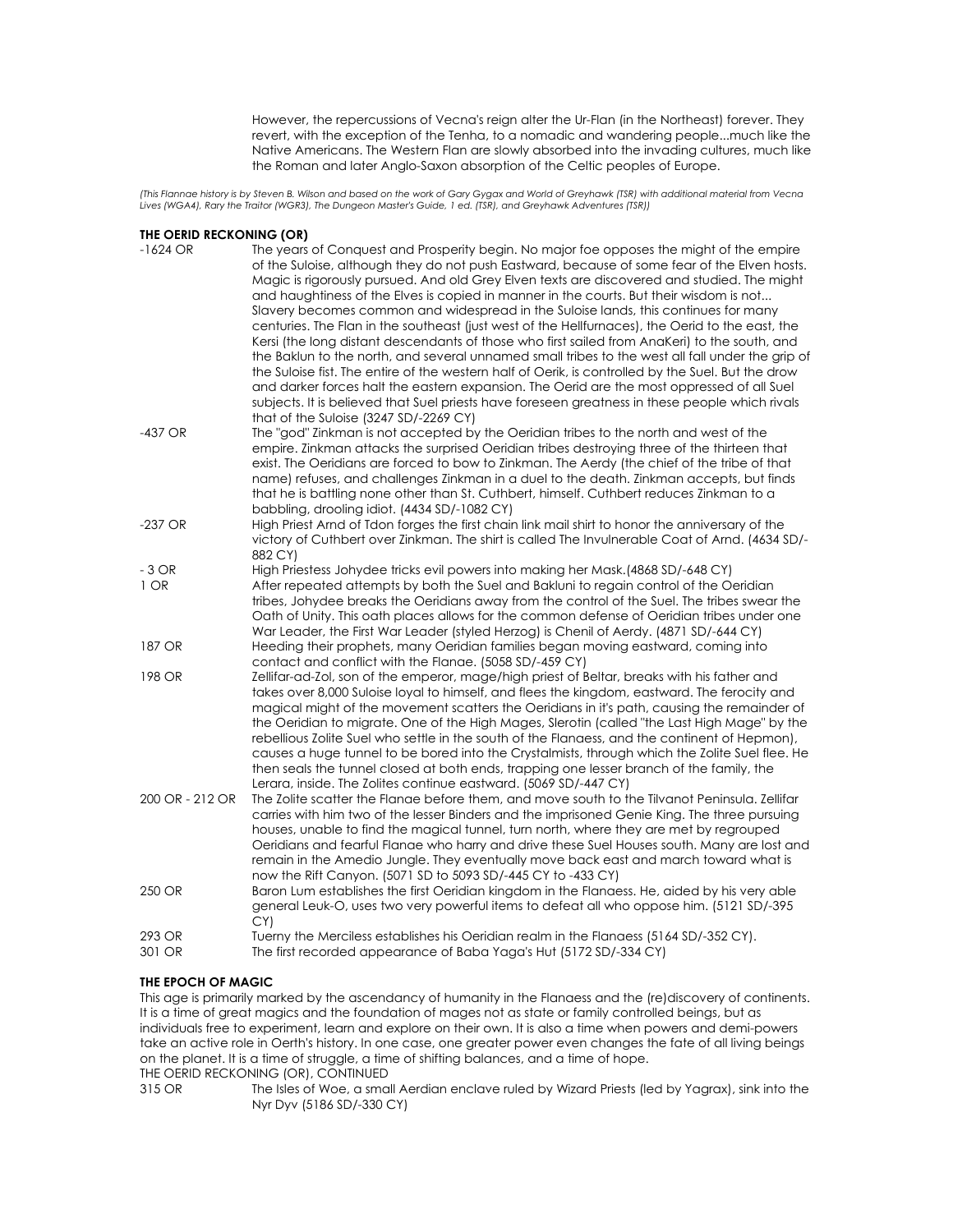However, the repercussions of Vecna's reign alter the Ur-Flan (in the Northeast) forever. They revert, with the exception of the Tenha, to a nomadic and wandering people...much like the Native Americans. The Western Flan are slowly absorbed into the invading cultures, much like the Roman and later Anglo-Saxon absorption of the Celtic peoples of Europe.

*(This Flannae history is by Steven B. Wilson and based on the work of Gary Gygax and World of Greyhawk (TSR) with additional material from Vecna Lives (WGA4), Rary the Traitor (WGR3), The Dungeon Master's Guide, 1 ed. (TSR), and Greyhawk Adventures (TSR))*

**THE OERID RECKONING (OR)**

| | |
|---|---|
| -1624 OR | The years of Conquest and Prosperity begin. No major foe opposes the might of the empire of the Suloise, although they do not push Eastward, because of some fear of the Elven hosts. Magic is rigorously pursued. And old Grey Elven texts are discovered and studied. The might and haughtiness of the Elves is copied in manner in the courts. But their wisdom is not... Slavery becomes common and widespread in the Suloise lands, this continues for many centuries. The Flan in the southeast (just west of the Hellfurnaces), the Oerid to the east, the Kersi (the long distant descendants of those who first sailed from AnaKeri) to the south, and the Baklun to the north, and several unnamed small tribes to the west all fall under the grip of the Suloise fist. The entire of the western half of Oerik, is controlled by the Suel. But the drow and darker forces halt the eastern expansion. The Oerid are the most oppressed of all Suel subjects. It is believed that Suel priests have foreseen greatness in these people which rivals that of the Suloise (3247 SD/-2269 CY) |
| -437 OR | The "god" Zinkman is not accepted by the Oeridian tribes to the north and west of the empire. Zinkman attacks the surprised Oeridian tribes destroying three of the thirteen that exist. The Oeridians are forced to bow to Zinkman. The Aerdy (the chief of the tribe of that name) refuses, and challenges Zinkman in a duel to the death. Zinkman accepts, but finds that he is battling none other than St. Cuthbert, himself. Cuthbert reduces Zinkman to a babbling, drooling idiot. (4434 SD/-1082 CY) |
| -237 OR | High Priest Arnd of Tdon forges the first chain link mail shirt to honor the anniversary of the victory of Cuthbert over Zinkman. The shirt is called The Invulnerable Coat of Arnd. (4634 SD/-882 CY) |
| - 3 OR | High Priestess Johydee tricks evil powers into making her Mask.(4868 SD/-648 CY) |
| 1 OR | After repeated attempts by both the Suel and Bakluni to regain control of the Oeridian tribes, Johydee breaks the Oeridians away from the control of the Suel. The tribes swear the Oath of Unity. This oath places allows for the common defense of Oeridian tribes under one War Leader, the First War Leader (styled Herzog) is Chenil of Aerdy. (4871 SD/-644 CY) |
| 187 OR | Heeding their prophets, many Oeridian families began moving eastward, coming into contact and conflict with the Flanae. (5058 SD/-459 CY) |
| 198 OR | Zellifar-ad-Zol, son of the emperor, mage/high priest of Beltar, breaks with his father and takes over 8,000 Suloise loyal to himself, and flees the kingdom, eastward. The ferocity and magical might of the movement scatters the Oeridians in it's path, causing the remainder of the Oeridian to migrate. One of the High Mages, Slerotin (called "the Last High Mage" by the rebellious Zolite Suel who settle in the south of the Flanaess, and the continent of Hepmon), causes a huge tunnel to be bored into the Crystalmists, through which the Zolite Suel flee. He then seals the tunnel closed at both ends, trapping one lesser branch of the family, the Lerara, inside. The Zolites continue eastward. (5069 SD/-447 CY) |
| 200 OR - 212 OR | The Zolite scatter the Flanae before them, and move south to the Tilvanot Peninsula. Zellifar carries with him two of the lesser Binders and the imprisoned Genie King. The three pursuing houses, unable to find the magical tunnel, turn north, where they are met by regrouped Oeridians and fearful Flanae who harry and drive these Suel Houses south. Many are lost and remain in the Amedio Jungle. They eventually move back east and march toward what is now the Rift Canyon. (5071 SD to 5093 SD/-445 CY to -433 CY) |
| 250 OR | Baron Lum establishes the first Oeridian kingdom in the Flanaess. He, aided by his very able general Leuk-O, uses two very powerful items to defeat all who oppose him. (5121 SD/-395 CY) |
| 293 OR | Tuerny the Merciless establishes his Oeridian realm in the Flanaess (5164 SD/-352 CY). |
| 301 OR | The first recorded appearance of Baba Yaga's Hut (5172 SD/-334 CY) |

**THE EPOCH OF MAGIC**

This age is primarily marked by the ascendancy of humanity in the Flanaess and the (re)discovery of continents. It is a time of great magics and the foundation of mages not as state or family controlled beings, but as individuals free to experiment, learn and explore on their own. It is also a time when powers and demi-powers take an active role in Oerth's history. In one case, one greater power even changes the fate of all living beings on the planet. It is a time of struggle, a time of shifting balances, and a time of hope.

THE OERID RECKONING (OR), CONTINUED

| | |
|---|---|
| 315 OR | The Isles of Woe, a small Aerdian enclave ruled by Wizard Priests (led by Yagrax), sink into the Nyr Dyv (5186 SD/-330 CY) |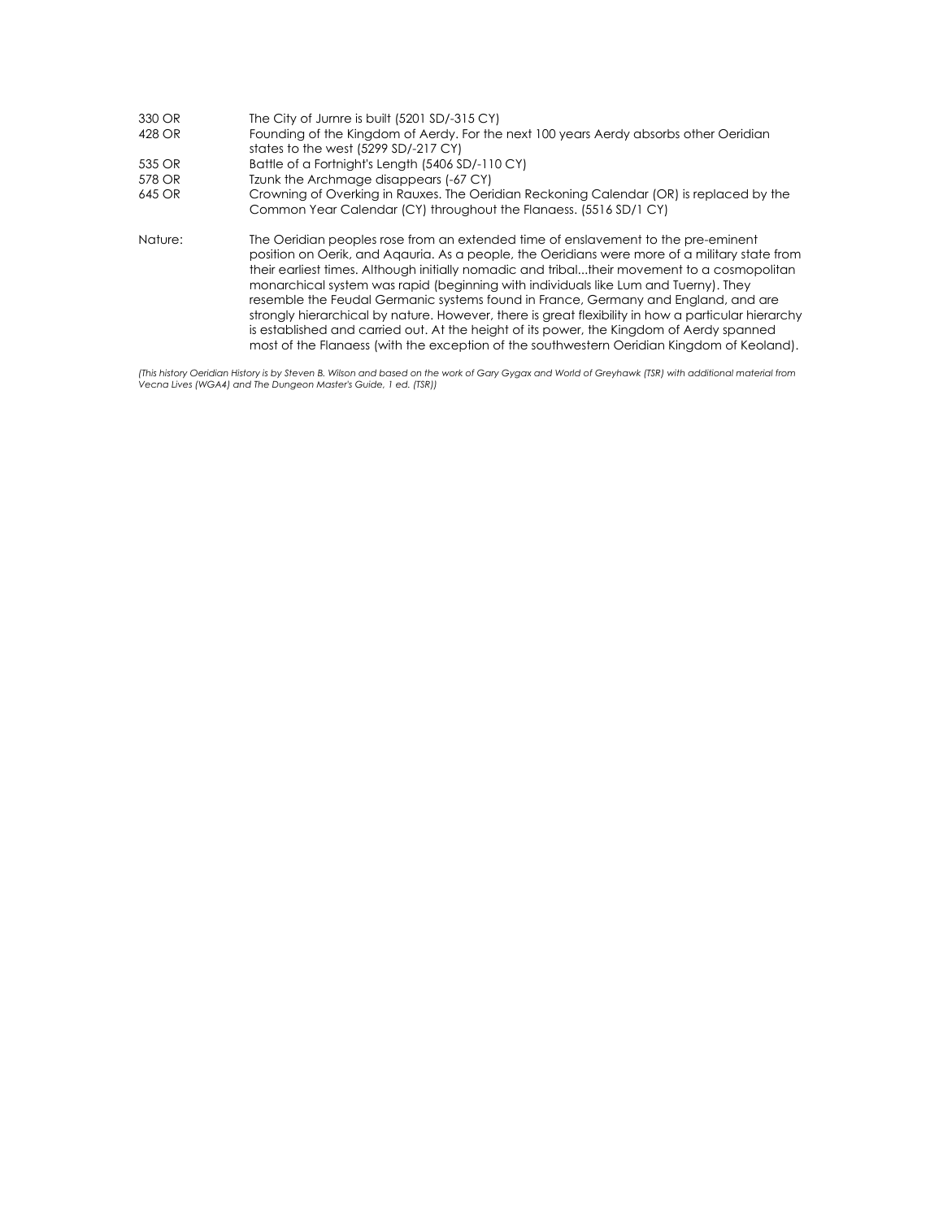| | |
|---|---|
| 330 OR | The City of Jurnre is built (5201 SD/-315 CY) |
| 428 OR | Founding of the Kingdom of Aerdy. For the next 100 years Aerdy absorbs other Oeridian states to the west (5299 SD/-217 CY) |
| 535 OR | Battle of a Fortnight's Length (5406 SD/-110 CY) |
| 578 OR | Tzunk the Archmage disappears (-67 CY) |
| 645 OR | Crowning of Overking in Rauxes. The Oeridian Reckoning Calendar (OR) is replaced by the Common Year Calendar (CY) throughout the Flanaess. (5516 SD/1 CY) |

Nature: The Oeridian peoples rose from an extended time of enslavement to the pre-eminent position on Oerik, and Aqauria. As a people, the Oeridians were more of a military state from their earliest times. Although initially nomadic and tribal...their movement to a cosmopolitan monarchical system was rapid (beginning with individuals like Lum and Tuerny). They resemble the Feudal Germanic systems found in France, Germany and England, and are strongly hierarchical by nature. However, there is great flexibility in how a particular hierarchy is established and carried out. At the height of its power, the Kingdom of Aerdy spanned most of the Flanaess (with the exception of the southwestern Oeridian Kingdom of Keoland).

*(This history Oeridian History is by Steven B. Wilson and based on the work of Gary Gygax and World of Greyhawk (TSR) with additional material from Vecna Lives (WGA4) and The Dungeon Master's Guide, 1 ed. (TSR))*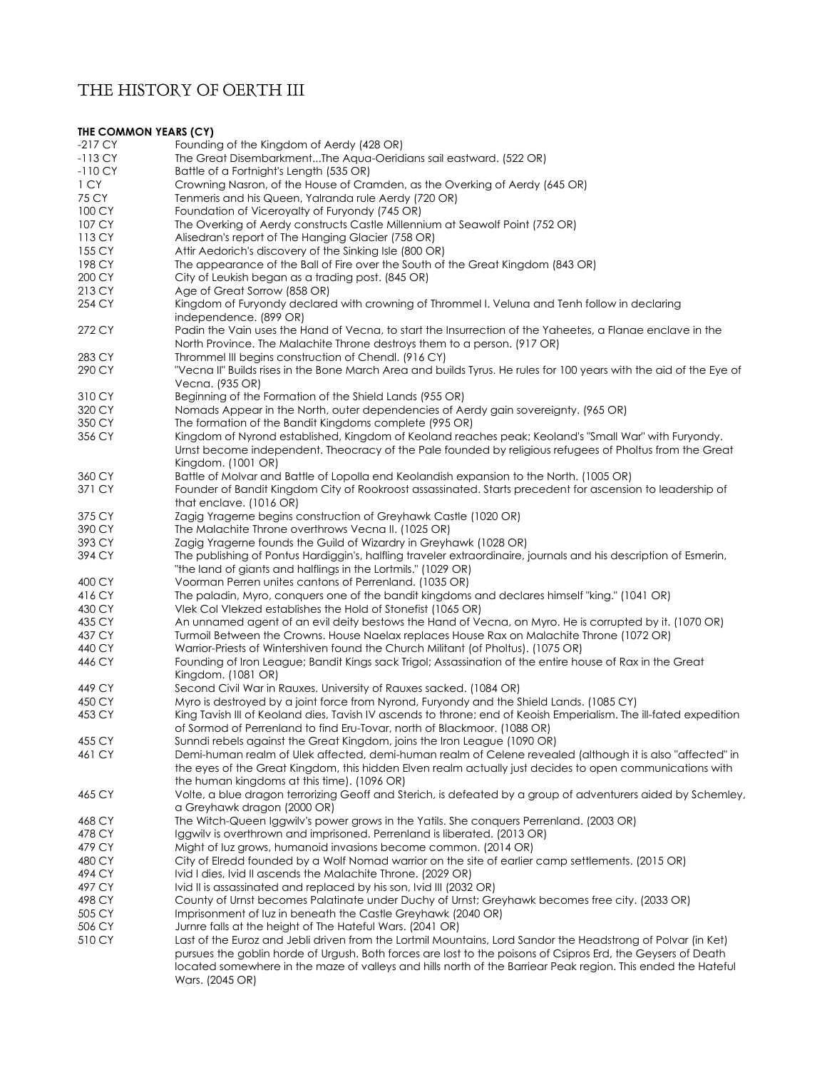# THE HISTORY OF OERTH III

**THE COMMON YEARS (CY)**

| | |
|---|---|
| -217 CY | Founding of the Kingdom of Aerdy (428 OR) |
| -113 CY | The Great Disembarkment...The Aqua-Oeridians sail eastward. (522 OR) |
| -110 CY | Battle of a Fortnight's Length (535 OR) |
| 1 CY | Crowning Nasron, of the House of Cramden, as the Overking of Aerdy (645 OR) |
| 75 CY | Tenmeris and his Queen, Yalranda rule Aerdy (720 OR) |
| 100 CY | Foundation of Viceroyalty of Furyondy (745 OR) |
| 107 CY | The Overking of Aerdy constructs Castle Millennium at Seawolf Point (752 OR) |
| 113 CY | Alisedran's report of The Hanging Glacier (758 OR) |
| 155 CY | Attir Aedorich's discovery of the Sinking Isle (800 OR) |
| 198 CY | The appearance of the Ball of Fire over the South of the Great Kingdom (843 OR) |
| 200 CY | City of Leukish began as a trading post. (845 OR) |
| 213 CY | Age of Great Sorrow (858 OR) |
| 254 CY | Kingdom of Furyondy declared with crowning of Thrommel I. Veluna and Tenh follow in declaring independence. (899 OR) |
| 272 CY | Padin the Vain uses the Hand of Vecna, to start the Insurrection of the Yaheetes, a Flanae enclave in the North Province. The Malachite Throne destroys them to a person. (917 OR) |
| 283 CY | Thrommel III begins construction of Chendl. (916 CY) |
| 290 CY | "Vecna II" Builds rises in the Bone March Area and builds Tyrus. He rules for 100 years with the aid of the Eye of Vecna. (935 OR) |
| 310 CY | Beginning of the Formation of the Shield Lands (955 OR) |
| 320 CY | Nomads Appear in the North, outer dependencies of Aerdy gain sovereignty. (965 OR) |
| 350 CY | The formation of the Bandit Kingdoms complete (995 OR) |
| 356 CY | Kingdom of Nyrond established, Kingdom of Keoland reaches peak; Keoland's "Small War" with Furyondy. Urnst become independent. Theocracy of the Pale founded by religious refugees of Pholtus from the Great Kingdom. (1001 OR) |
| 360 CY | Battle of Molvar and Battle of Lopolla end Keolandish expansion to the North. (1005 OR) |
| 371 CY | Founder of Bandit Kingdom City of Rookroost assassinated. Starts precedent for ascension to leadership of that enclave. (1016 OR) |
| 375 CY | Zagig Yragerne begins construction of Greyhawk Castle (1020 OR) |
| 390 CY | The Malachite Throne overthrows Vecna II. (1025 OR) |
| 393 CY | Zagig Yragerne founds the Guild of Wizardry in Greyhawk (1028 OR) |
| 394 CY | The publishing of Pontus Hardiggin's, halfling traveler extraordinaire, journals and his description of Esmerin, "the land of giants and halflings in the Lortmils." (1029 OR) |
| 400 CY | Voorman Perren unites cantons of Perrenland. (1035 OR) |
| 416 CY | The paladin, Myro, conquers one of the bandit kingdoms and declares himself "king." (1041 OR) |
| 430 CY | Vlek Col Vlekzed establishes the Hold of Stonefist (1065 OR) |
| 435 CY | An unnamed agent of an evil deity bestows the Hand of Vecna, on Myro. He is corrupted by it. (1070 OR) |
| 437 CY | Turmoil Between the Crowns. House Naelax replaces House Rax on Malachite Throne (1072 OR) |
| 440 CY | Warrior-Priests of Wintershiven found the Church Militant (of Pholtus). (1075 OR) |
| 446 CY | Founding of Iron League; Bandit Kings sack Trigol; Assassination of the entire house of Rax in the Great Kingdom. (1081 OR) |
| 449 CY | Second Civil War in Rauxes. University of Rauxes sacked. (1084 OR) |
| 450 CY | Myro is destroyed by a joint force from Nyrond, Furyondy and the Shield Lands. (1085 CY) |
| 453 CY | King Tavish III of Keoland dies, Tavish IV ascends to throne; end of Keoish Emperialism. The ill-fated expedition of Sormod of Perrenland to find Eru-Tovar, north of Blackmoor. (1088 OR) |
| 455 CY | Sunndi rebels against the Great Kingdom, joins the Iron League (1090 OR) |
| 461 CY | Demi-human realm of Ulek affected, demi-human realm of Celene revealed (although it is also "affected" in the eyes of the Great Kingdom, this hidden Elven realm actually just decides to open communications with the human kingdoms at this time). (1096 OR) |
| 465 CY | Volte, a blue dragon terrorizing Geoff and Sterich, is defeated by a group of adventurers aided by Schemley, a Greyhawk dragon (2000 OR) |
| 468 CY | The Witch-Queen Iggwilv's power grows in the Yatils. She conquers Perrenland. (2003 OR) |
| 478 CY | Iggwilv is overthrown and imprisoned. Perrenland is liberated. (2013 OR) |
| 479 CY | Might of Iuz grows, humanoid invasions become common. (2014 OR) |
| 480 CY | City of Elredd founded by a Wolf Nomad warrior on the site of earlier camp settlements. (2015 OR) |
| 494 CY | Ivid I dies, Ivid II ascends the Malachite Throne. (2029 OR) |
| 497 CY | Ivid II is assassinated and replaced by his son, Ivid III (2032 OR) |
| 498 CY | County of Urnst becomes Palatinate under Duchy of Urnst; Greyhawk becomes free city. (2033 OR) |
| 505 CY | Imprisonment of Iuz in beneath the Castle Greyhawk (2040 OR) |
| 506 CY | Jurnre falls at the height of The Hateful Wars. (2041 OR) |
| 510 CY | Last of the Euroz and Jebli driven from the Lortmil Mountains, Lord Sandor the Headstrong of Polvar (in Ket) pursues the goblin horde of Urgush. Both forces are lost to the poisons of Csipros Erd, the Geysers of Death located somewhere in the maze of valleys and hills north of the Barriear Peak region. This ended the Hateful Wars. (2045 OR) |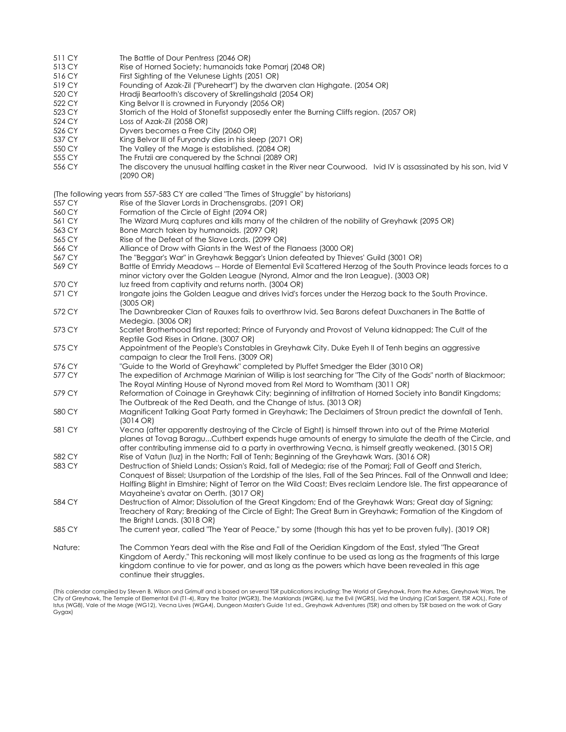| | |
|---|---|
| 511 CY | The Battle of Dour Pentress (2046 OR) |
| 513 CY | Rise of Horned Society; humanoids take Pomarj (2048 OR) |
| 516 CY | First Sighting of the Velunese Lights (2051 OR) |
| 519 CY | Founding of Azak-Zil ("Pureheart") by the dwarven clan Highgate. (2054 OR) |
| 520 CY | Hradji Beartooth's discovery of Skrellingshald (2054 OR) |
| 522 CY | King Belvor II is crowned in Furyondy (2056 OR) |
| 523 CY | Storrich of the Hold of Stonefist supposedly enter the Burning Cliffs region. (2057 OR) |
| 524 CY | Loss of Azak-Zil (2058 OR) |
| 526 CY | Dyvers becomes a Free City (2060 OR) |
| 537 CY | King Belvor III of Furyondy dies in his sleep (2071 OR) |
| 550 CY | The Valley of the Mage is established. (2084 OR) |
| 555 CY | The Frutzii are conquered by the Schnai (2089 OR) |
| 556 CY | The discovery the unusual halfling casket in the River near Courwood. Ivid IV is assassinated by his son, Ivid V (2090 OR) |

(The following years from 557-583 CY are called "The Times of Struggle" by historians)

| | |
|---|---|
| 557 CY | Rise of the Slaver Lords in Drachensgrabs. (2091 OR) |
| 560 CY | Formation of the Circle of Eight (2094 OR) |
| 561 CY | The Wizard Murq captures and kills many of the children of the nobility of Greyhawk (2095 OR) |
| 563 CY | Bone March taken by humanoids. (2097 OR) |
| 565 CY | Rise of the Defeat of the Slave Lords. (2099 OR) |
| 566 CY | Alliance of Drow with Giants in the West of the Flanaess (3000 OR) |
| 567 CY | The "Beggar's War" in Greyhawk Beggar's Union defeated by Thieves' Guild (3001 OR) |
| 569 CY | Battle of Emridy Meadows -- Horde of Elemental Evil Scattered Herzog of the South Province leads forces to a minor victory over the Golden League (Nyrond, Almor and the Iron League). (3003 OR) |
| 570 CY | Iuz freed from captivity and returns north. (3004 OR) |
| 571 CY | Irongate joins the Golden League and drives Ivid's forces under the Herzog back to the South Province. (3005 OR) |
| 572 CY | The Dawnbreaker Clan of Rauxes fails to overthrow Ivid. Sea Barons defeat Duxchaners in The Battle of Medegia. (3006 OR) |
| 573 CY | Scarlet Brotherhood first reported; Prince of Furyondy and Provost of Veluna kidnapped; The Cult of the Reptile God Rises in Orlane. (3007 OR) |
| 575 CY | Appointment of the People's Constables in Greyhawk City. Duke Eyeh II of Tenh begins an aggressive campaign to clear the Troll Fens. (3009 OR) |
| 576 CY | "Guide to the World of Greyhawk" completed by Pluffet Smedger the Elder (3010 OR) |
| 577 CY | The expedition of Archmage Marinian of Willip is lost searching for "The City of the Gods" north of Blackmoor; The Royal Minting House of Nyrond moved from Rel Mord to Womtham (3011 OR) |
| 579 CY | Reformation of Coinage in Greyhawk City; beginning of infiltration of Horned Society into Bandit Kingdoms; The Outbreak of the Red Death, and the Change of Istus. (3013 OR) |
| 580 CY | Magnificent Talking Goat Party formed in Greyhawk; The Declaimers of Stroun predict the downfall of Tenh. (3014 OR) |
| 581 CY | Vecna (after apparently destroying of the Circle of Eight) is himself thrown into out of the Prime Material planes at Tovag Baragu...Cuthbert expends huge amounts of energy to simulate the death of the Circle, and after contributing immense aid to a party in overthrowing Vecna, is himself greatly weakened. (3015 OR) |
| 582 CY | Rise of Vatun (Iuz) in the North; Fall of Tenh; Beginning of the Greyhawk Wars. (3016 OR) |
| 583 CY | Destruction of Shield Lands; Ossian's Raid, fall of Medegia; rise of the Pomarj; Fall of Geoff and Sterich, Conquest of Bissel; Usurpation of the Lordship of the Isles, Fall of the Sea Princes. Fall of the Onnwall and Idee; Halfling Blight in Elmshire; Night of Terror on the Wild Coast; Elves reclaim Lendore Isle. The first appearance of Mayaheine's avatar on Oerth. (3017 OR) |
| 584 CY | Destruction of Almor; Dissolution of the Great Kingdom; End of the Greyhawk Wars; Great day of Signing; Treachery of Rary; Breaking of the Circle of Eight; The Great Burn in Greyhawk; Formation of the Kingdom of the Bright Lands. (3018 OR) |
| 585 CY | The current year, called "The Year of Peace," by some (though this has yet to be proven fully). (3019 OR) |
| Nature: | The Common Years deal with the Rise and Fall of the Oeridian Kingdom of the East, styled "The Great Kingdom of Aerdy." This reckoning will most likely continue to be used as long as the fragments of this large kingdom continue to vie for power, and as long as the powers which have been revealed in this age continue their struggles. |

(This calendar compiled by Steven B. Wilson and Grimulf and is based on several TSR publications including: The World of Greyhawk, From the Ashes, Greyhawk Wars, The City of Greyhawk, The Temple of Elemental Evil (T1-4), Rary the Traitor (WGR3), The Marklands (WGR4), Iuz the Evil (WGR5), Ivid the Undying (Carl Sargent, TSR AOL), Fate of Istus (WG8), Vale of the Mage (WG12), Vecna Lives (WGA4), Dungeon Master's Guide 1st ed., Greyhawk Adventures (TSR) and others by TSR based on the work of Gary Gygax)